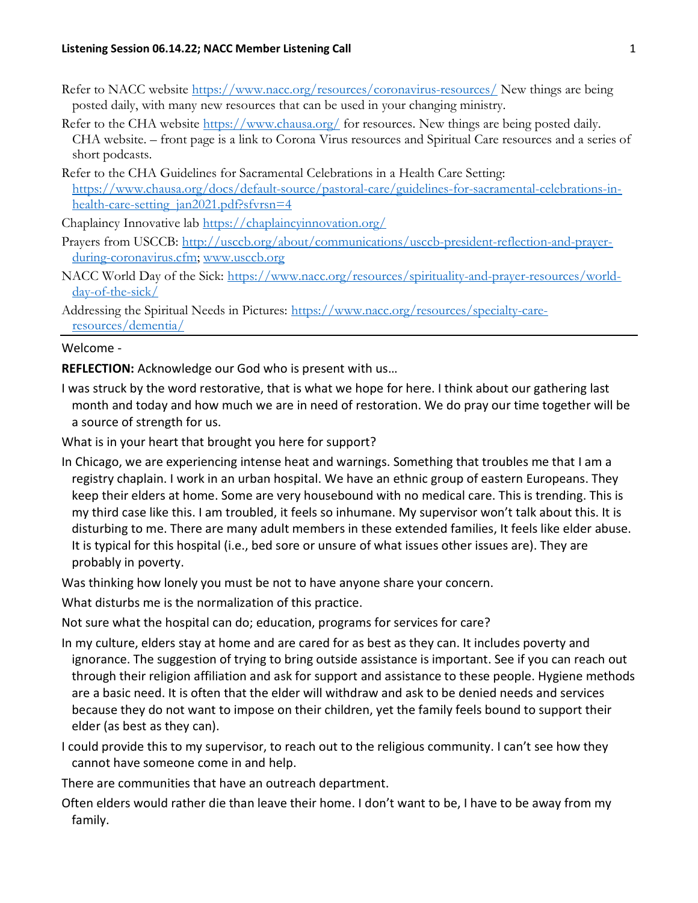Refer to NACC website https://www.nacc.org/resources/coronavirus-resources/ New things are being posted daily, with many new resources that can be used in your changing ministry.

Refer to the CHA website https://www.chausa.org/ for resources. New things are being posted daily. CHA website. – front page is a link to Corona Virus resources and Spiritual Care resources and a series of short podcasts.

Refer to the CHA Guidelines for Sacramental Celebrations in a Health Care Setting: https://www.chausa.org/docs/default-source/pastoral-care/guidelines-for-sacramental-celebrations-in-health-care-setting_jan2021.pdf?sfvrsn=4

Chaplaincy Innovative lab https://chaplaincyinnovation.org/

Prayers from USCCB: http://usccb.org/about/communications/usccb-president-reflection-and-prayer-during-coronavirus.cfm; www.usccb.org

NACC World Day of the Sick: https://www.nacc.org/resources/spirituality-and-prayer-resources/world-day-of-the-sick/

Addressing the Spiritual Needs in Pictures: https://www.nacc.org/resources/specialty-care-resources/dementia/

---

Welcome -

**REFLECTION:** Acknowledge our God who is present with us…

I was struck by the word restorative, that is what we hope for here. I think about our gathering last month and today and how much we are in need of restoration. We do pray our time together will be a source of strength for us.

What is in your heart that brought you here for support?

In Chicago, we are experiencing intense heat and warnings. Something that troubles me that I am a registry chaplain. I work in an urban hospital. We have an ethnic group of eastern Europeans. They keep their elders at home. Some are very housebound with no medical care. This is trending. This is my third case like this. I am troubled, it feels so inhumane. My supervisor won't talk about this. It is disturbing to me. There are many adult members in these extended families, It feels like elder abuse. It is typical for this hospital (i.e., bed sore or unsure of what issues other issues are). They are probably in poverty.

Was thinking how lonely you must be not to have anyone share your concern.

What disturbs me is the normalization of this practice.

Not sure what the hospital can do; education, programs for services for care?

In my culture, elders stay at home and are cared for as best as they can. It includes poverty and ignorance. The suggestion of trying to bring outside assistance is important. See if you can reach out through their religion affiliation and ask for support and assistance to these people. Hygiene methods are a basic need. It is often that the elder will withdraw and ask to be denied needs and services because they do not want to impose on their children, yet the family feels bound to support their elder (as best as they can).

I could provide this to my supervisor, to reach out to the religious community. I can't see how they cannot have someone come in and help.

There are communities that have an outreach department.

Often elders would rather die than leave their home. I don't want to be, I have to be away from my family.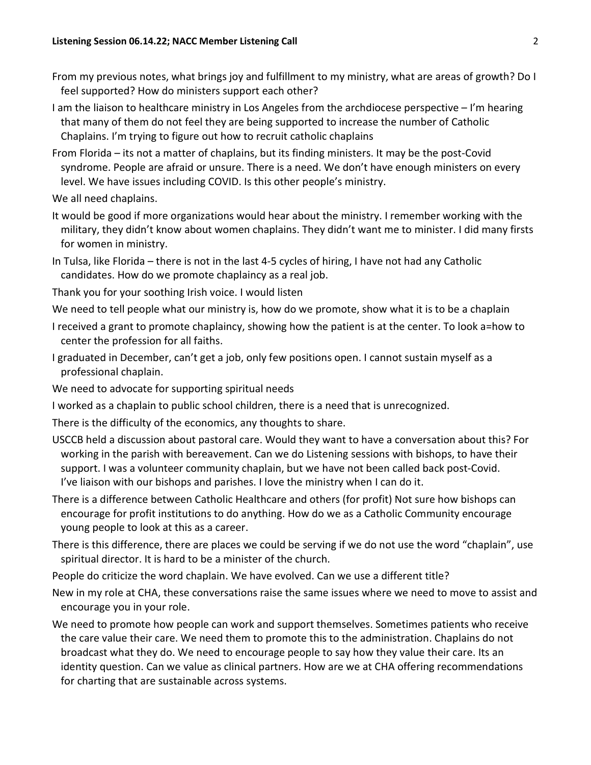From my previous notes, what brings joy and fulfillment to my ministry, what are areas of growth? Do I feel supported? How do ministers support each other?

I am the liaison to healthcare ministry in Los Angeles from the archdiocese perspective – I'm hearing that many of them do not feel they are being supported to increase the number of Catholic Chaplains. I'm trying to figure out how to recruit catholic chaplains

From Florida – its not a matter of chaplains, but its finding ministers. It may be the post-Covid syndrome. People are afraid or unsure. There is a need. We don't have enough ministers on every level. We have issues including COVID. Is this other people's ministry.

We all need chaplains.

It would be good if more organizations would hear about the ministry. I remember working with the military, they didn't know about women chaplains. They didn't want me to minister. I did many firsts for women in ministry.

In Tulsa, like Florida – there is not in the last 4-5 cycles of hiring, I have not had any Catholic candidates. How do we promote chaplaincy as a real job.

Thank you for your soothing Irish voice. I would listen

We need to tell people what our ministry is, how do we promote, show what it is to be a chaplain

I received a grant to promote chaplaincy, showing how the patient is at the center. To look a=how to center the profession for all faiths.

I graduated in December, can't get a job, only few positions open. I cannot sustain myself as a professional chaplain.

We need to advocate for supporting spiritual needs

I worked as a chaplain to public school children, there is a need that is unrecognized.

There is the difficulty of the economics, any thoughts to share.

USCCB held a discussion about pastoral care. Would they want to have a conversation about this? For working in the parish with bereavement. Can we do Listening sessions with bishops, to have their support. I was a volunteer community chaplain, but we have not been called back post-Covid. I've liaison with our bishops and parishes. I love the ministry when I can do it.

There is a difference between Catholic Healthcare and others (for profit) Not sure how bishops can encourage for profit institutions to do anything. How do we as a Catholic Community encourage young people to look at this as a career.

There is this difference, there are places we could be serving if we do not use the word "chaplain", use spiritual director. It is hard to be a minister of the church.

People do criticize the word chaplain. We have evolved. Can we use a different title?

New in my role at CHA, these conversations raise the same issues where we need to move to assist and encourage you in your role.

We need to promote how people can work and support themselves. Sometimes patients who receive the care value their care. We need them to promote this to the administration. Chaplains do not broadcast what they do. We need to encourage people to say how they value their care. Its an identity question. Can we value as clinical partners. How are we at CHA offering recommendations for charting that are sustainable across systems.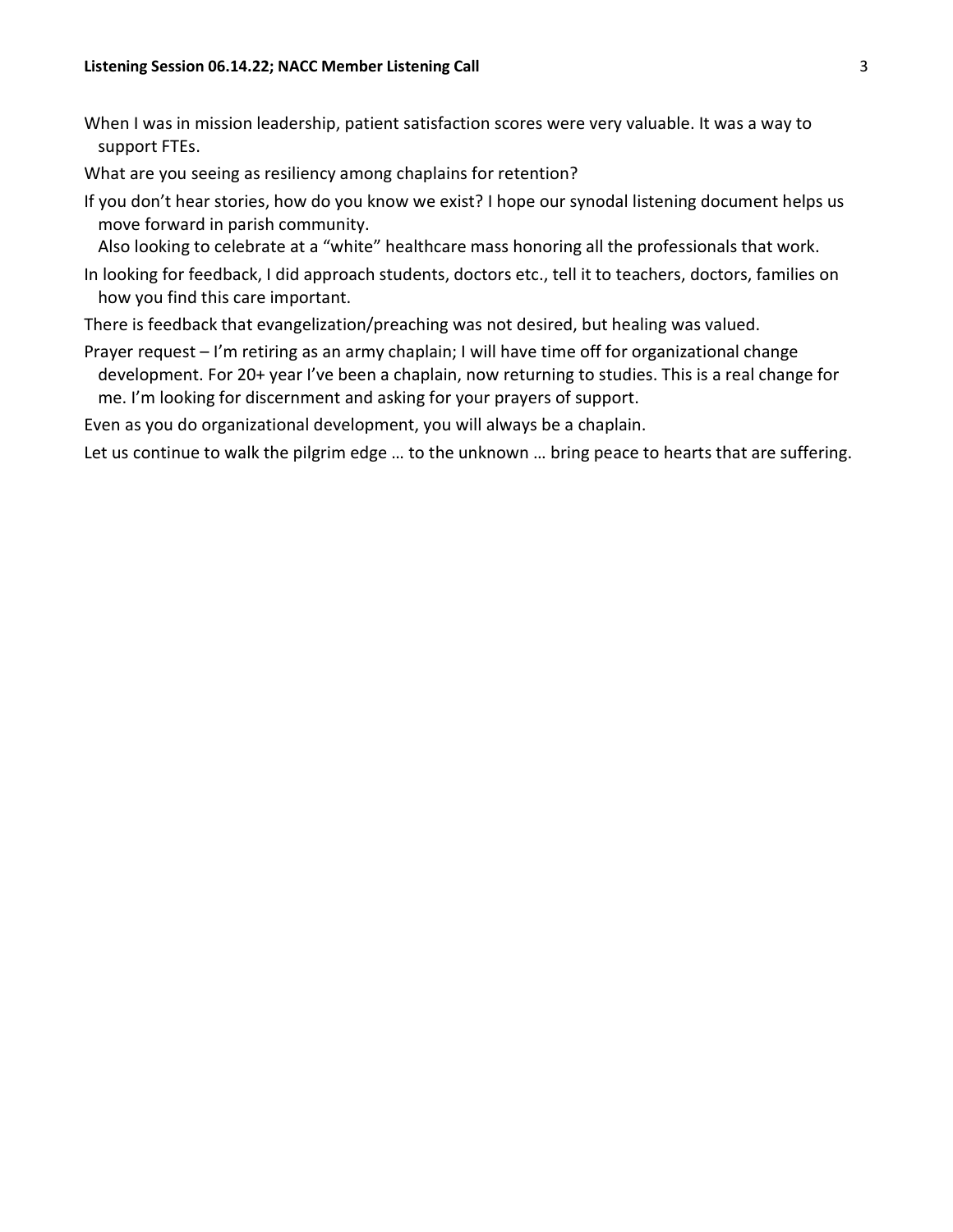When I was in mission leadership, patient satisfaction scores were very valuable. It was a way to support FTEs.

What are you seeing as resiliency among chaplains for retention?

If you don't hear stories, how do you know we exist? I hope our synodal listening document helps us move forward in parish community.
Also looking to celebrate at a "white" healthcare mass honoring all the professionals that work.

In looking for feedback, I did approach students, doctors etc., tell it to teachers, doctors, families on how you find this care important.

There is feedback that evangelization/preaching was not desired, but healing was valued.

Prayer request – I'm retiring as an army chaplain; I will have time off for organizational change development. For 20+ year I've been a chaplain, now returning to studies. This is a real change for me. I'm looking for discernment and asking for your prayers of support.

Even as you do organizational development, you will always be a chaplain.

Let us continue to walk the pilgrim edge … to the unknown … bring peace to hearts that are suffering.